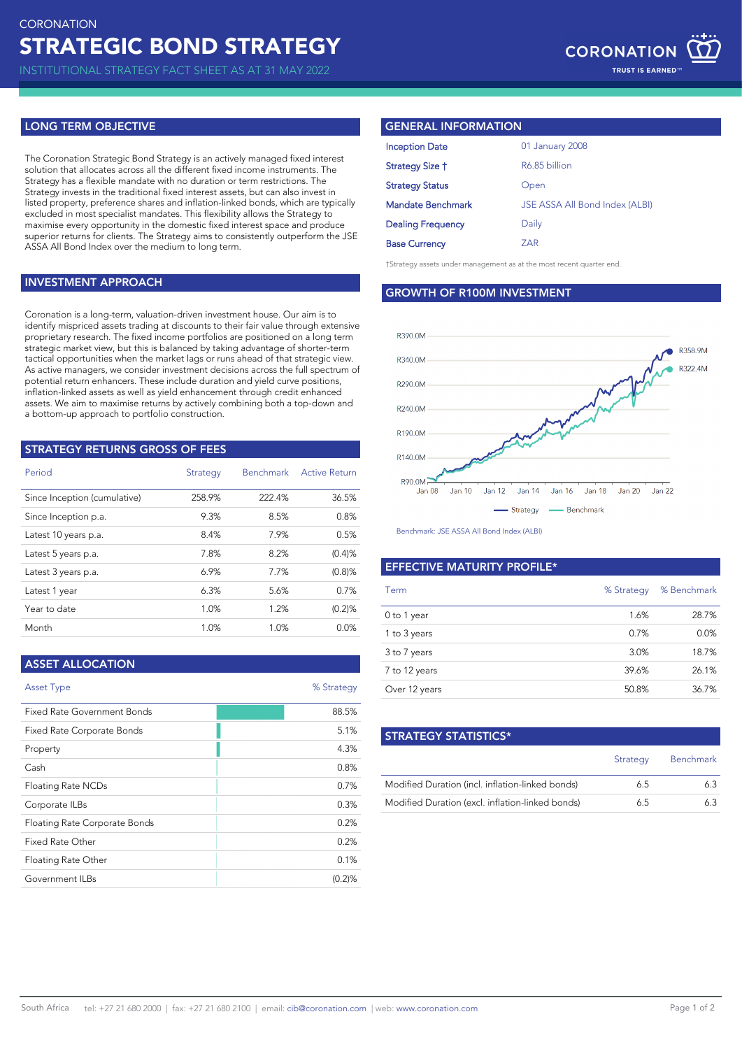CORONATION

# STRATEGIC BOND STRATEGY

INSTITUTIONAL STRATEGY FACT SHEET AS AT 31 MAY 2022

## LONG TERM OBJECTIVE

The Coronation Strategic Bond Strategy is an actively managed fixed interest solution that allocates across all the different fixed income instruments. The Strategy has a flexible mandate with no duration or term restrictions. The Strategy invests in the traditional fixed interest assets, but can also invest in listed property, preference shares and inflation-linked bonds, which are typically excluded in most specialist mandates. This flexibility allows the Strategy to maximise every opportunity in the domestic fixed interest space and produce superior returns for clients. The Strategy aims to consistently outperform the JSE ASSA All Bond Index over the medium to long term.

## INVESTMENT APPROACH

Coronation is a long-term, valuation-driven investment house. Our aim is to identify mispriced assets trading at discounts to their fair value through extensive proprietary research. The fixed income portfolios are positioned on a long term strategic market view, but this is balanced by taking advantage of shorter-term tactical opportunities when the market lags or runs ahead of that strategic view. As active managers, we consider investment decisions across the full spectrum of potential return enhancers. These include duration and yield curve positions, inflation-linked assets as well as yield enhancement through credit enhanced assets. We aim to maximise returns by actively combining both a top-down and a bottom-up approach to portfolio construction.

## STRATEGY RETURNS GROSS OF FEES

| Period | Strategy | Benchmark | Active Return |
|---|---|---|---|
| Since Inception (cumulative) | 258.9% | 222.4% | 36.5% |
| Since Inception p.a. | 9.3% | 8.5% | 0.8% |
| Latest 10 years p.a. | 8.4% | 7.9% | 0.5% |
| Latest 5 years p.a. | 7.8% | 8.2% | (0.4)% |
| Latest 3 years p.a. | 6.9% | 7.7% | (0.8)% |
| Latest 1 year | 6.3% | 5.6% | 0.7% |
| Year to date | 1.0% | 1.2% | (0.2)% |
| Month | 1.0% | 1.0% | 0.0% |

## ASSET ALLOCATION

| Asset Type | % Strategy |
|---|---|
| Fixed Rate Government Bonds | 88.5% |
| Fixed Rate Corporate Bonds | 5.1% |
| Property | 4.3% |
| Cash | 0.8% |
| Floating Rate NCDs | 0.7% |
| Corporate ILBs | 0.3% |
| Floating Rate Corporate Bonds | 0.2% |
| Fixed Rate Other | 0.2% |
| Floating Rate Other | 0.1% |
| Government ILBs | (0.2)% |

## GENERAL INFORMATION

| | |
|---|---|
| Inception Date | 01 January 2008 |
| Strategy Size † | R6.85 billion |
| Strategy Status | Open |
| Mandate Benchmark | JSE ASSA All Bond Index (ALBI) |
| Dealing Frequency | Daily |
| Base Currency | ZAR |

†Strategy assets under management as at the most recent quarter end.

## GROWTH OF R100M INVESTMENT

Strategy: R358.9M; Benchmark: R322.4M

Benchmark: JSE ASSA All Bond Index (ALBI)

## EFFECTIVE MATURITY PROFILE*

| Term | % Strategy | % Benchmark |
|---|---|---|
| 0 to 1 year | 1.6% | 28.7% |
| 1 to 3 years | 0.7% | 0.0% |
| 3 to 7 years | 3.0% | 18.7% |
| 7 to 12 years | 39.6% | 26.1% |
| Over 12 years | 50.8% | 36.7% |

## STRATEGY STATISTICS*

| | Strategy | Benchmark |
|---|---|---|
| Modified Duration (incl. inflation-linked bonds) | 6.5 | 6.3 |
| Modified Duration (excl. inflation-linked bonds) | 6.5 | 6.3 |

South Africa tel: +27 21 680 2000 | fax: +27 21 680 2100 | email: cib@coronation.com | web: www.coronation.com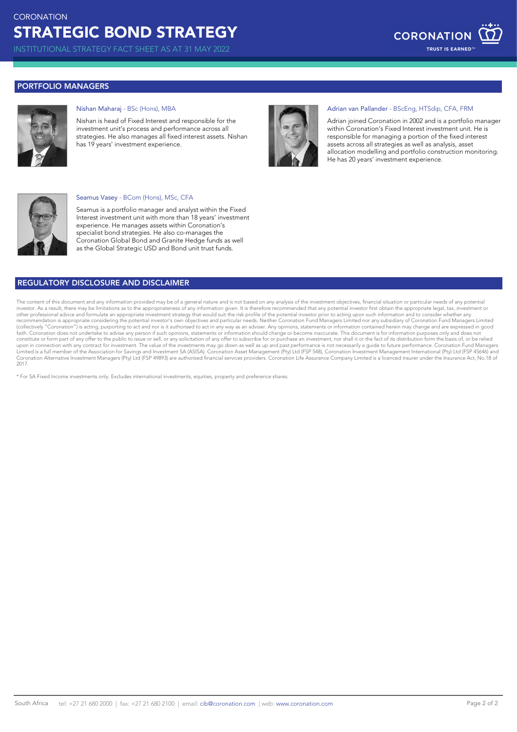## PORTFOLIO MANAGERS

**Nishan Maharaj** - BSc (Hons), MBA

Nishan is head of Fixed Interest and responsible for the investment unit's process and performance across all strategies. He also manages all fixed interest assets. Nishan has 19 years' investment experience.

**Adrian van Pallander** - BScEng, HTSdip, CFA, FRM

Adrian joined Coronation in 2002 and is a portfolio manager within Coronation's Fixed Interest investment unit. He is responsible for managing a portion of the fixed interest assets across all strategies as well as analysis, asset allocation modelling and portfolio construction monitoring. He has 20 years' investment experience.

**Seamus Vasey** - BCom (Hons), MSc, CFA

Seamus is a portfolio manager and analyst within the Fixed Interest investment unit with more than 18 years' investment experience. He manages assets within Coronation's specialist bond strategies. He also co-manages the Coronation Global Bond and Granite Hedge funds as well as the Global Strategic USD and Bond unit trust funds.

## REGULATORY DISCLOSURE AND DISCLAIMER

The content of this document and any information provided may be of a general nature and is not based on any analysis of the investment objectives, financial situation or particular needs of any potential investor. As a result, there may be limitations as to the appropriateness of any information given. It is therefore recommended that any potential investor first obtain the appropriate legal, tax, investment or other professional advice and formulate an appropriate investment strategy that would suit the risk profile of the potential investor prior to acting upon such information and to consider whether any recommendation is appropriate considering the potential investor's own objectives and particular needs. Neither Coronation Fund Managers Limited nor any subsidiary of Coronation Fund Managers Limited (collectively "Coronation") is acting, purporting to act and nor is it authorised to act in any way as an adviser. Any opinions, statements or information contained herein may change and are expressed in good faith. Coronation does not undertake to advise any person if such opinions, statements or information should change or become inaccurate. This document is for information purposes only and does not constitute or form part of any offer to the public to issue or sell, or any solicitation of any offer to subscribe for or purchase an investment, nor shall it or the fact of its distribution form the basis of, or be relied upon in connection with any contract for investment. The value of the investments may go down as well as up and past performance is not necessarily a guide to future performance. Coronation Fund Managers Limited is a full member of the Association for Savings and Investment SA (ASISA). Coronation Asset Management (Pty) Ltd (FSP 548), Coronation Investment Management International (Pty) Ltd (FSP 45646) and Coronation Alternative Investment Managers (Pty) Ltd (FSP 49893) are authorised financial services providers. Coronation Life Assurance Company Limited is a licenced insurer under the Insurance Act, No.18 of 2017.

* For SA Fixed Income investments only. Excludes international investments, equities, property and preference shares.

South Africa tel: +27 21 680 2000 | fax: +27 21 680 2100 | email: cib@coronation.com | web: www.coronation.com